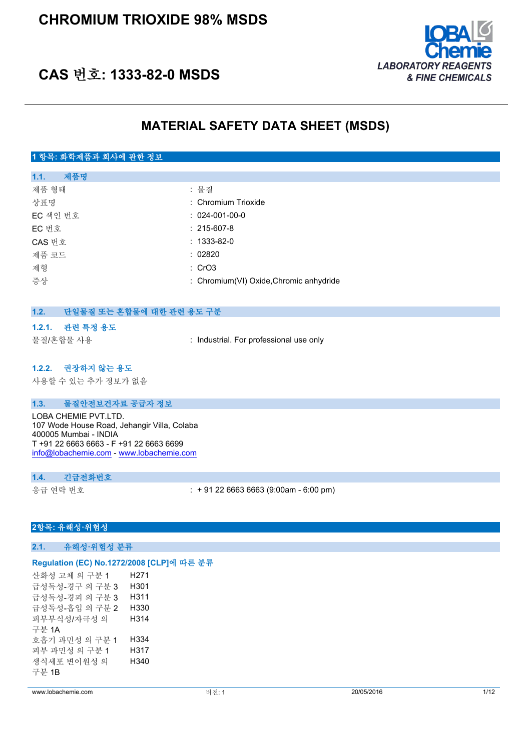# CHROMIUM TRIOXIDE 98% MSDS

# CAS 번호: 1333-82-0 MSDS

LOBA Chemie
LABORATORY REAGENTS & FINE CHEMICALS

## MATERIAL SAFETY DATA SHEET (MSDS)

### 1 항목: 화학제품과 회사에 관한 정보

#### 1.1. 제품명

| | |
|---|---|
| 제품 형태 | : 물질 |
| 상표명 | : Chromium Trioxide |
| EC 색인 번호 | : 024-001-00-0 |
| EC 번호 | : 215-607-8 |
| CAS 번호 | : 1333-82-0 |
| 제품 코드 | : 02820 |
| 제형 | : $CrO_3$ |
| 증상 | : Chromium(VI) Oxide,Chromic anhydride |

#### 1.2. 단일물질 또는 혼합물에 대한 관련 용도 구분

##### 1.2.1. 관련 특정 용도

물질/혼합물 사용 : Industrial. For professional use only

##### 1.2.2. 권장하지 않는 용도

사용할 수 있는 추가 정보가 없음

#### 1.3. 물질안전보건자료 공급자 정보

LOBA CHEMIE PVT.LTD.
107 Wode House Road, Jehangir Villa, Colaba
400005 Mumbai - INDIA
T +91 22 6663 6663 - F +91 22 6663 6699
info@lobachemie.com - www.lobachemie.com

#### 1.4. 긴급전화번호

응급 연락 번호 : + 91 22 6663 6663 (9:00am - 6:00 pm)

### 2항목: 유해성·위험성

#### 2.1. 유해성·위험성 분류

**Regulation (EC) No.1272/2008 [CLP]에 따른 분류**

| | |
|---|---|
| 산화성 고체 의 구분 1 | H271 |
| 급성독성-경구 의 구분 3 | H301 |
| 급성독성-경피 의 구분 3 | H311 |
| 급성독성-흡입 의 구분 2 | H330 |
| 피부부식성/자극성 의 구분 1A | H314 |
| 호흡기 과민성 의 구분 1 | H334 |
| 피부 과민성 의 구분 1 | H317 |
| 생식세포 변이원성 의 구분 1B | H340 |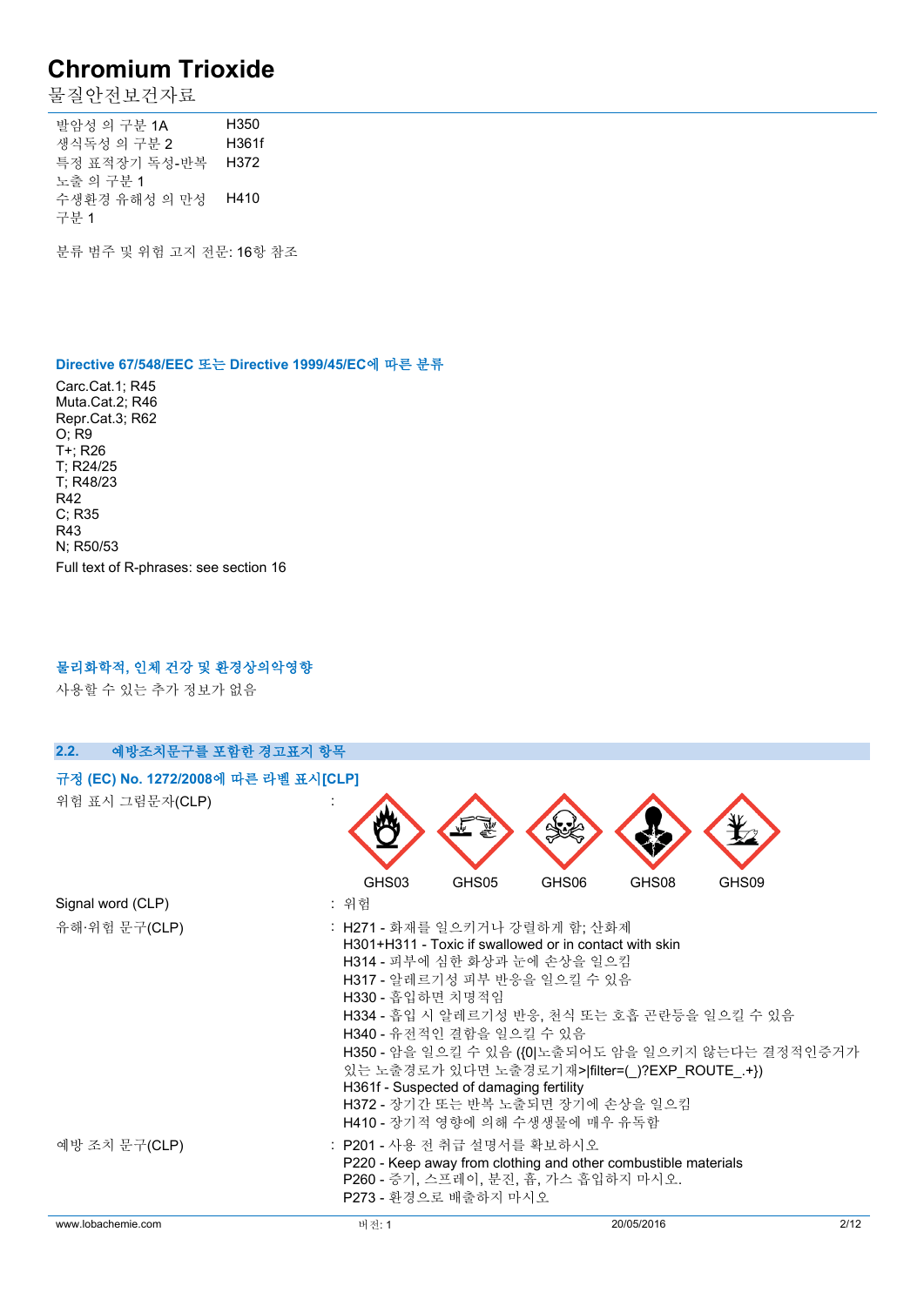| | |
|---|---|
| 발암성 의 구분 1A | H350 |
| 생식독성 의 구분 2 | H361f |
| 특정 표적장기 독성-반복 노출 의 구분 1 | H372 |
| 수생환경 유해성 의 만성 구분 1 | H410 |

분류 범주 및 위험 고지 전문: 16항 참조

### Directive 67/548/EEC 또는 Directive 1999/45/EC에 따른 분류

Carc.Cat.1; R45
Muta.Cat.2; R46
Repr.Cat.3; R62
O; R9
T+; R26
T; R24/25
T; R48/23
R42
C; R35
R43
N; R50/53

Full text of R-phrases: see section 16

### 물리화학적, 인체 건강 및 환경상의악영향

사용할 수 있는 추가 정보가 없음

## 2.2. 예방조치문구를 포함한 경고표지 항목

### 규정 (EC) No. 1272/2008에 따른 라벨 표시[CLP]

위험 표시 그림문자(CLP) : GHS03 GHS05 GHS06 GHS08 GHS09

Signal word (CLP) : 위험

유해·위험 문구(CLP) :
- H271 - 화재를 일으키거나 강렬하게 함; 산화제
- H301+H311 - Toxic if swallowed or in contact with skin
- H314 - 피부에 심한 화상과 눈에 손상을 일으킴
- H317 - 알레르기성 피부 반응을 일으킬 수 있음
- H330 - 흡입하면 치명적임
- H334 - 흡입 시 알레르기성 반응, 천식 또는 호흡 곤란등을 일으킬 수 있음
- H340 - 유전적인 결함을 일으킬 수 있음
- H350 - 암을 일으킬 수 있음 ({0|노출되어도 암을 일으키지 않는다는 결정적인증거가 있는 노출경로가 있다면 노출경로기재>|filter=(_)?EXP_ROUTE_.+})
- H361f - Suspected of damaging fertility
- H372 - 장기간 또는 반복 노출되면 장기에 손상을 일으킴
- H410 - 장기적 영향에 의해 수생생물에 매우 유독함

예방 조치 문구(CLP) :
- P201 - 사용 전 취급 설명서를 확보하시오
- P220 - Keep away from clothing and other combustible materials
- P260 - 증기, 스프레이, 분진, 흄, 가스 흡입하지 마시오.
- P273 - 환경으로 배출하지 마시오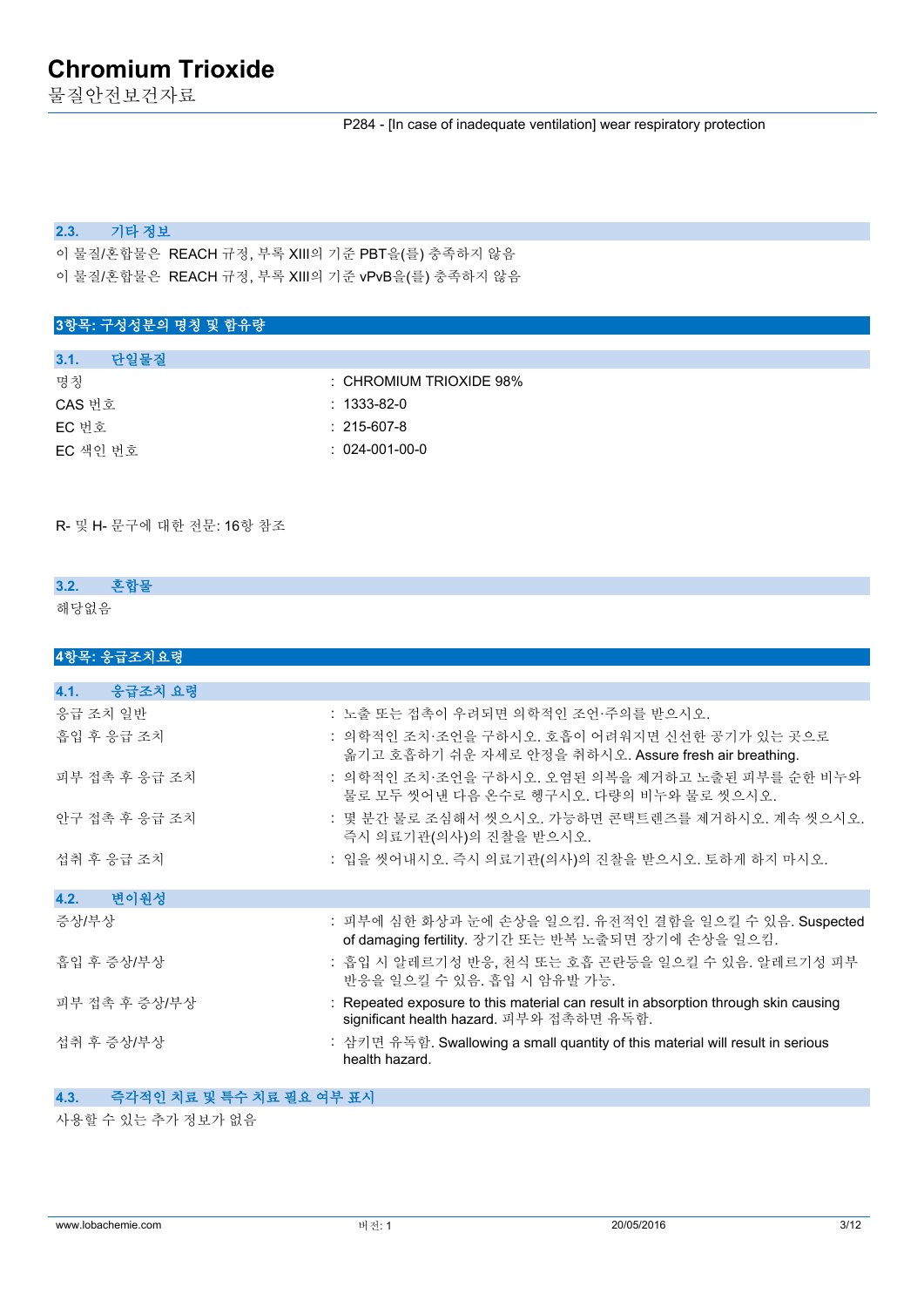P284 - [In case of inadequate ventilation] wear respiratory protection

### 2.3. 기타 정보

이 물질/혼합물은 REACH 규정, 부록 XIII의 기준 PBT을(를) 충족하지 않음

이 물질/혼합물은 REACH 규정, 부록 XIII의 기준 vPvB을(를) 충족하지 않음

## 3항목: 구성성분의 명칭 및 함유량

### 3.1. 단일물질

| | |
|---|---|
| 명칭 | : CHROMIUM TRIOXIDE 98% |
| CAS 번호 | : 1333-82-0 |
| EC 번호 | : 215-607-8 |
| EC 색인 번호 | : 024-001-00-0 |

R- 및 H- 문구에 대한 전문: 16항 참조

### 3.2. 혼합물

해당없음

## 4항목: 응급조치요령

### 4.1. 응급조치 요령

| | |
|---|---|
| 응급 조치 일반 | : 노출 또는 접촉이 우려되면 의학적인 조언·주의를 받으시오. |
| 흡입 후 응급 조치 | : 의학적인 조치·조언을 구하시오. 호흡이 어려워지면 신선한 공기가 있는 곳으로 옮기고 호흡하기 쉬운 자세로 안정을 취하시오. Assure fresh air breathing. |
| 피부 접촉 후 응급 조치 | : 의학적인 조치·조언을 구하시오. 오염된 의복을 제거하고 노출된 피부를 순한 비누와 물로 모두 씻어낸 다음 온수로 헹구시오. 다량의 비누와 물로 씻으시오. |
| 안구 접촉 후 응급 조치 | : 몇 분간 물로 조심해서 씻으시오. 가능하면 콘택트렌즈를 제거하시오. 계속 씻으시오. 즉시 의료기관(의사)의 진찰을 받으시오. |
| 섭취 후 응급 조치 | : 입을 씻어내시오. 즉시 의료기관(의사)의 진찰을 받으시오. 토하게 하지 마시오. |

### 4.2. 변이원성

| | |
|---|---|
| 증상/부상 | : 피부에 심한 화상과 눈에 손상을 일으킴. 유전적인 결함을 일으킬 수 있음. Suspected of damaging fertility. 장기간 또는 반복 노출되면 장기에 손상을 일으킴. |
| 흡입 후 증상/부상 | : 흡입 시 알레르기성 반응, 천식 또는 호흡 곤란등을 일으킬 수 있음. 알레르기성 피부 반응을 일으킬 수 있음. 흡입 시 암유발 가능. |
| 피부 접촉 후 증상/부상 | : Repeated exposure to this material can result in absorption through skin causing significant health hazard. 피부와 접촉하면 유독함. |
| 섭취 후 증상/부상 | : 삼키면 유독함. Swallowing a small quantity of this material will result in serious health hazard. |

### 4.3. 즉각적인 치료 및 특수 치료 필요 여부 표시

사용할 수 있는 추가 정보가 없음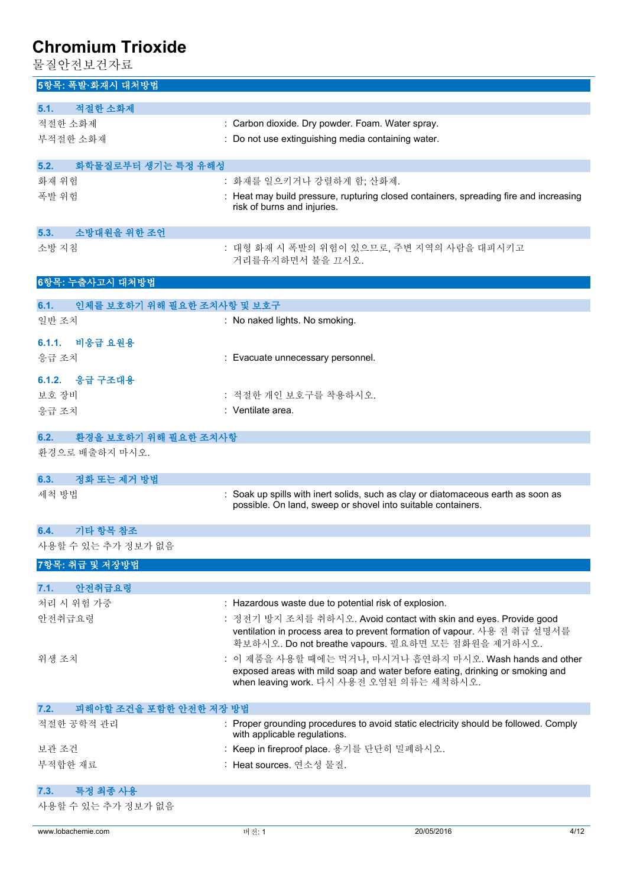## 5항목: 폭발·화재시 대처방법

### 5.1. 적절한 소화제

| | |
|---|---|
| 적절한 소화제 | : Carbon dioxide. Dry powder. Foam. Water spray. |
| 부적절한 소화제 | : Do not use extinguishing media containing water. |

### 5.2. 화학물질로부터 생기는 특정 유해성

| | |
|---|---|
| 화재 위험 | : 화재를 일으키거나 강렬하게 함; 산화제. |
| 폭발 위험 | : Heat may build pressure, rupturing closed containers, spreading fire and increasing risk of burns and injuries. |

### 5.3. 소방대원을 위한 조언

| | |
|---|---|
| 소방 지침 | : 대형 화재 시 폭발의 위험이 있으므로, 주변 지역의 사람을 대피시키고 거리를유지하면서 불을 끄시오. |

## 6항목: 누출사고시 대처방법

### 6.1. 인체를 보호하기 위해 필요한 조치사항 및 보호구

| | |
|---|---|
| 일반 조치 | : No naked lights. No smoking. |

#### 6.1.1. 비응급 요원용

| | |
|---|---|
| 응급 조치 | : Evacuate unnecessary personnel. |

#### 6.1.2. 응급 구조대용

| | |
|---|---|
| 보호 장비 | : 적절한 개인 보호구를 착용하시오. |
| 응급 조치 | : Ventilate area. |

### 6.2. 환경을 보호하기 위해 필요한 조치사항

환경으로 배출하지 마시오.

### 6.3. 정화 또는 제거 방법

| | |
|---|---|
| 세척 방법 | : Soak up spills with inert solids, such as clay or diatomaceous earth as soon as possible. On land, sweep or shovel into suitable containers. |

### 6.4. 기타 항목 참조

사용할 수 있는 추가 정보가 없음

## 7항목: 취급 및 저장방법

### 7.1. 안전취급요령

| | |
|---|---|
| 처리 시 위험 가중 | : Hazardous waste due to potential risk of explosion. |
| 안전취급요령 | : 정전기 방지 조치를 취하시오. Avoid contact with skin and eyes. Provide good ventilation in process area to prevent formation of vapour. 사용 전 취급 설명서를 확보하시오. Do not breathe vapours. 필요하면 모든 점화원을 제거하시오. |
| 위생 조치 | : 이 제품을 사용할 때에는 먹거나, 마시거나 흡연하지 마시오. Wash hands and other exposed areas with mild soap and water before eating, drinking or smoking and when leaving work. 다시 사용전 오염된 의류는 세척하시오. |

### 7.2. 피해야할 조건을 포함한 안전한 저장 방법

| | |
|---|---|
| 적절한 공학적 관리 | : Proper grounding procedures to avoid static electricity should be followed. Comply with applicable regulations. |
| 보관 조건 | : Keep in fireproof place. 용기를 단단히 밀폐하시오. |
| 부적합한 재료 | : Heat sources. 연소성 물질. |

### 7.3. 특정 최종 사용

사용할 수 있는 추가 정보가 없음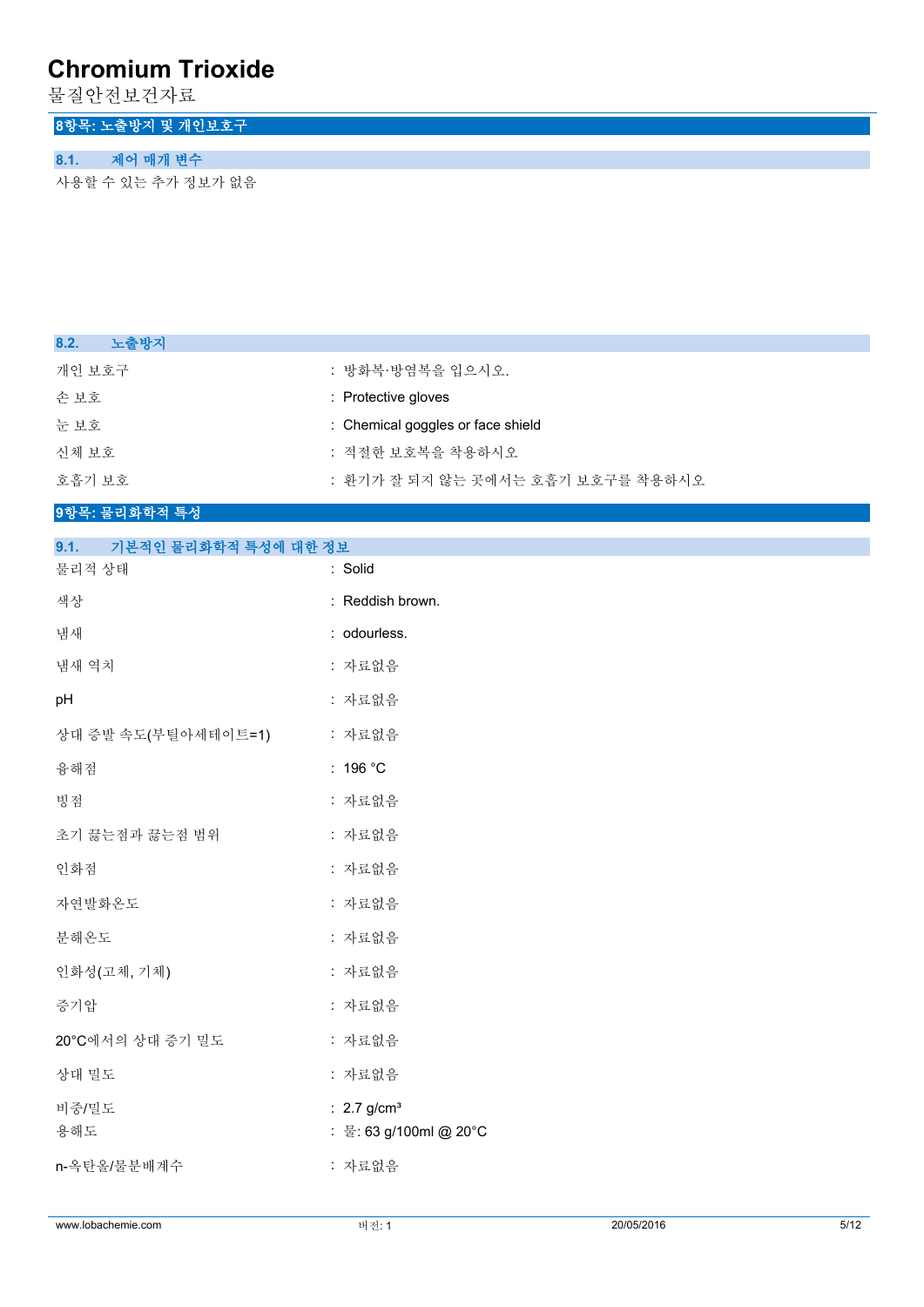## 8항목: 노출방지 및 개인보호구

### 8.1. 제어 매개 변수

사용할 수 있는 추가 정보가 없음

### 8.2. 노출방지

| | |
|---|---|
| 개인 보호구 | : 방화복·방염복을 입으시오. |
| 손 보호 | : Protective gloves |
| 눈 보호 | : Chemical goggles or face shield |
| 신체 보호 | : 적절한 보호복을 착용하시오 |
| 호흡기 보호 | : 환기가 잘 되지 않는 곳에서는 호흡기 보호구를 착용하시오 |

## 9항목: 물리화학적 특성

### 9.1. 기본적인 물리화학적 특성에 대한 정보

| | |
|---|---|
| 물리적 상태 | : Solid |
| 색상 | : Reddish brown. |
| 냄새 | : odourless. |
| 냄새 역치 | : 자료없음 |
| pH | : 자료없음 |
| 상대 증발 속도(부틸아세테이트=1) | : 자료없음 |
| 융해점 | : 196 °C |
| 빙점 | : 자료없음 |
| 초기 끓는점과 끓는점 범위 | : 자료없음 |
| 인화점 | : 자료없음 |
| 자연발화온도 | : 자료없음 |
| 분해온도 | : 자료없음 |
| 인화성(고체, 기체) | : 자료없음 |
| 증기압 | : 자료없음 |
| 20°C에서의 상대 증기 밀도 | : 자료없음 |
| 상대 밀도 | : 자료없음 |
| 비중/밀도 | : 2.7 g/cm³ |
| 용해도 | : 물: 63 g/100ml @ 20°C |
| n-옥탄올/물분배계수 | : 자료없음 |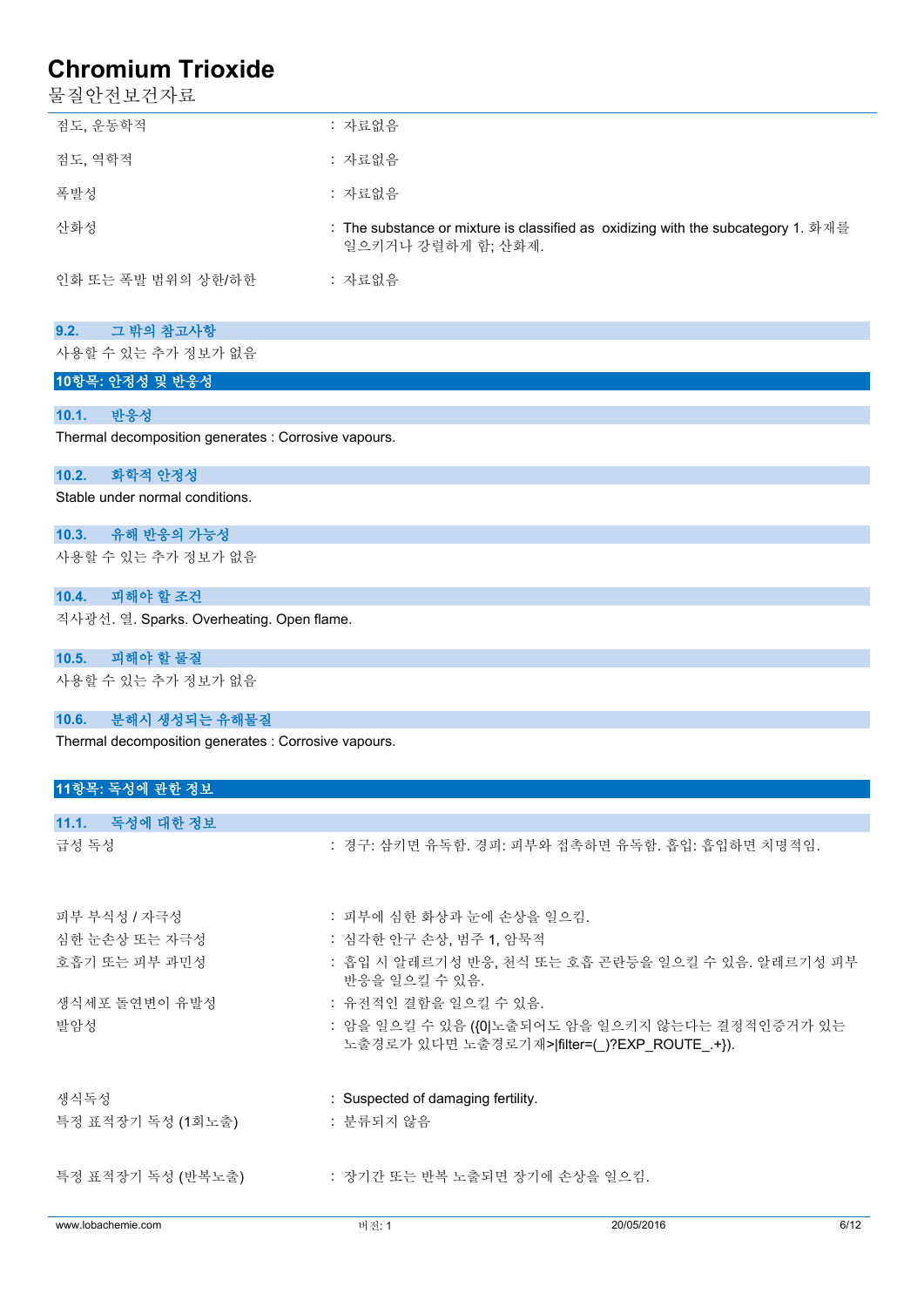| | |
|---|---|
| 점도, 운동학적 | : 자료없음 |
| 점도, 역학적 | : 자료없음 |
| 폭발성 | : 자료없음 |
| 산화성 | : The substance or mixture is classified as oxidizing with the subcategory 1. 화재를 일으키거나 강렬하게 함; 산화제. |
| 인화 또는 폭발 범위의 상한/하한 | : 자료없음 |

### 9.2. 그 밖의 참고사항

사용할 수 있는 추가 정보가 없음

## 10항목: 안정성 및 반응성

### 10.1. 반응성

Thermal decomposition generates : Corrosive vapours.

### 10.2. 화학적 안정성

Stable under normal conditions.

### 10.3. 유해 반응의 가능성

사용할 수 있는 추가 정보가 없음

### 10.4. 피해야 할 조건

직사광선. 열. Sparks. Overheating. Open flame.

### 10.5. 피해야 할 물질

사용할 수 있는 추가 정보가 없음

### 10.6. 분해시 생성되는 유해물질

Thermal decomposition generates : Corrosive vapours.

## 11항목: 독성에 관한 정보

### 11.1. 독성에 대한 정보

| | |
|---|---|
| 급성 독성 | : 경구: 삼키면 유독함. 경피: 피부와 접촉하면 유독함. 흡입: 흡입하면 치명적임. |
| 피부 부식성 / 자극성 | : 피부에 심한 화상과 눈에 손상을 일으킴. |
| 심한 눈손상 또는 자극성 | : 심각한 안구 손상, 범주 1, 암묵적 |
| 호흡기 또는 피부 과민성 | : 흡입 시 알레르기성 반응, 천식 또는 호흡 곤란등을 일으킬 수 있음. 알레르기성 피부 반응을 일으킬 수 있음. |
| 생식세포 돌연변이 유발성 | : 유전적인 결함을 일으킬 수 있음. |
| 발암성 | : 암을 일으킬 수 있음 ({0\|노출되어도 암을 일으키지 않는다는 결정적인증거가 있는 노출경로가 있다면 노출경로기재>\|filter=(_)?EXP_ROUTE_.+}). |
| 생식독성 | : Suspected of damaging fertility. |
| 특정 표적장기 독성 (1회노출) | : 분류되지 않음 |
| 특정 표적장기 독성 (반복노출) | : 장기간 또는 반복 노출되면 장기에 손상을 일으킴. |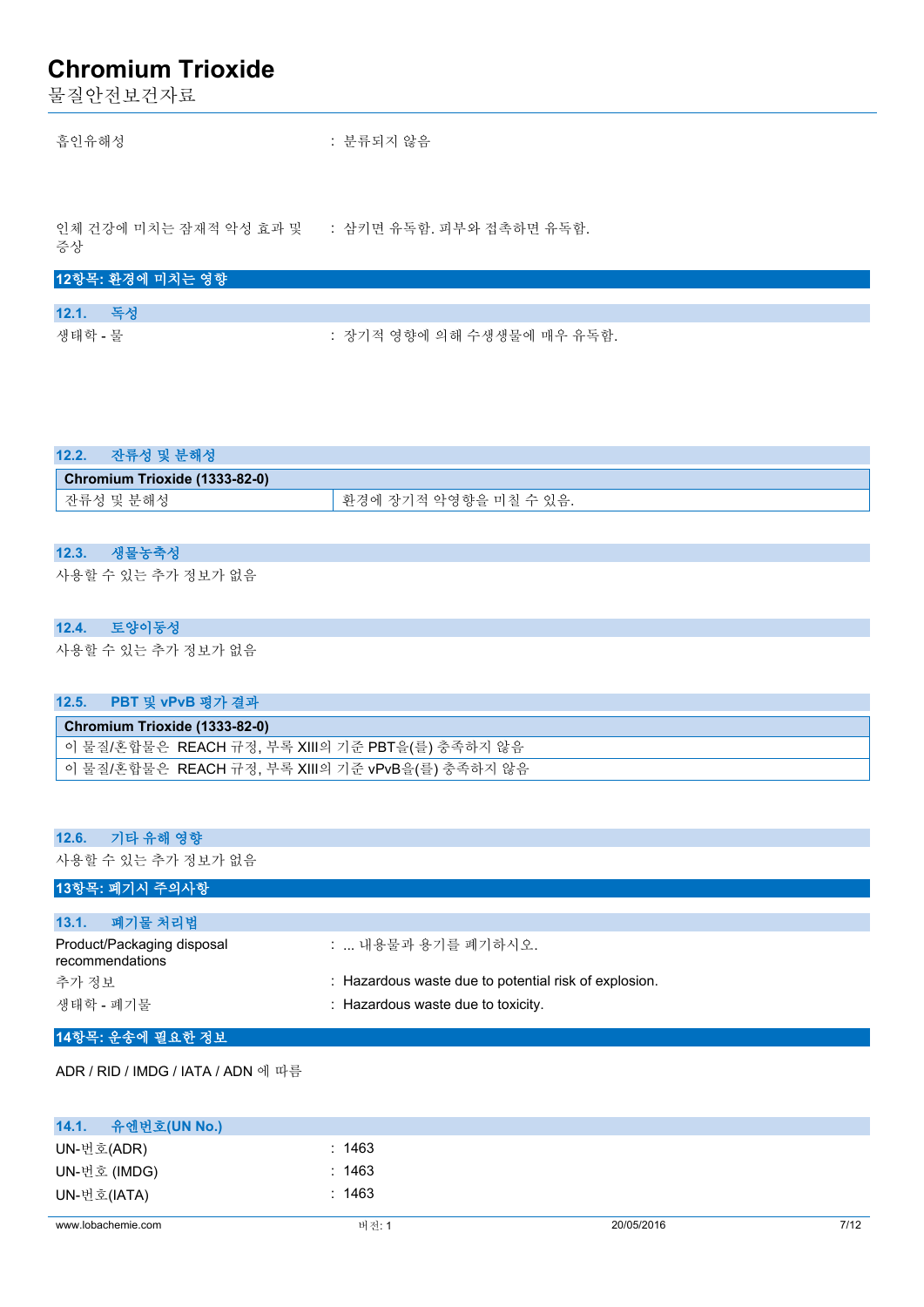흡인유해성 : 분류되지 않음

인체 건강에 미치는 잠재적 악성 효과 및 증상 : 삼키면 유독함. 피부와 접촉하면 유독함.

## 12항목: 환경에 미치는 영향

### 12.1. 독성

생태학 - 물 : 장기적 영향에 의해 수생생물에 매우 유독함.

### 12.2. 잔류성 및 분해성

| Chromium Trioxide (1333-82-0) | |
|---|---|
| 잔류성 및 분해성 | 환경에 장기적 악영향을 미칠 수 있음. |

### 12.3. 생물농축성

사용할 수 있는 추가 정보가 없음

### 12.4. 토양이동성

사용할 수 있는 추가 정보가 없음

### 12.5. PBT 및 vPvB 평가 결과

| Chromium Trioxide (1333-82-0) |
|---|
| 이 물질/혼합물은 REACH 규정, 부록 XIII의 기준 PBT을(를) 충족하지 않음 |
| 이 물질/혼합물은 REACH 규정, 부록 XIII의 기준 vPvB을(를) 충족하지 않음 |

### 12.6. 기타 유해 영향

사용할 수 있는 추가 정보가 없음

## 13항목: 폐기시 주의사항

### 13.1. 폐기물 처리법

Product/Packaging disposal recommendations : ... 내용물과 용기를 폐기하시오.

추가 정보 : Hazardous waste due to potential risk of explosion.

생태학 - 폐기물 : Hazardous waste due to toxicity.

## 14항목: 운송에 필요한 정보

ADR / RID / IMDG / IATA / ADN 에 따름

### 14.1. 유엔번호(UN No.)

UN-번호(ADR) : 1463

UN-번호 (IMDG) : 1463

UN-번호(IATA) : 1463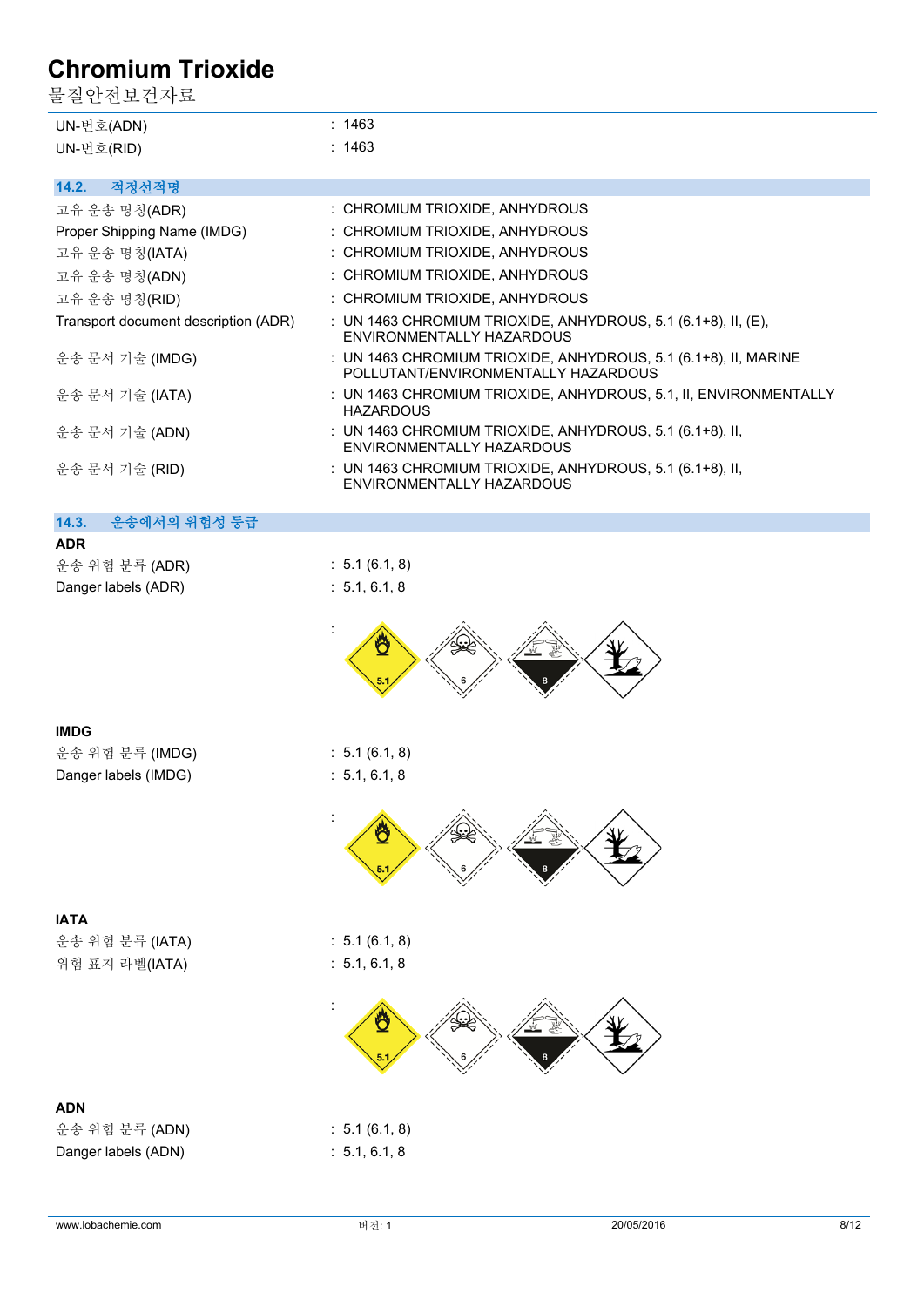| | |
|---|---|
| UN-번호(ADN) | : 1463 |
| UN-번호(RID) | : 1463 |

## 14.2. 적정선적명

| | |
|---|---|
| 고유 운송 명칭(ADR) | : CHROMIUM TRIOXIDE, ANHYDROUS |
| Proper Shipping Name (IMDG) | : CHROMIUM TRIOXIDE, ANHYDROUS |
| 고유 운송 명칭(IATA) | : CHROMIUM TRIOXIDE, ANHYDROUS |
| 고유 운송 명칭(ADN) | : CHROMIUM TRIOXIDE, ANHYDROUS |
| 고유 운송 명칭(RID) | : CHROMIUM TRIOXIDE, ANHYDROUS |
| Transport document description (ADR) | : UN 1463 CHROMIUM TRIOXIDE, ANHYDROUS, 5.1 (6.1+8), II, (E), ENVIRONMENTALLY HAZARDOUS |
| 운송 문서 기술 (IMDG) | : UN 1463 CHROMIUM TRIOXIDE, ANHYDROUS, 5.1 (6.1+8), II, MARINE POLLUTANT/ENVIRONMENTALLY HAZARDOUS |
| 운송 문서 기술 (IATA) | : UN 1463 CHROMIUM TRIOXIDE, ANHYDROUS, 5.1, II, ENVIRONMENTALLY HAZARDOUS |
| 운송 문서 기술 (ADN) | : UN 1463 CHROMIUM TRIOXIDE, ANHYDROUS, 5.1 (6.1+8), II, ENVIRONMENTALLY HAZARDOUS |
| 운송 문서 기술 (RID) | : UN 1463 CHROMIUM TRIOXIDE, ANHYDROUS, 5.1 (6.1+8), II, ENVIRONMENTALLY HAZARDOUS |

## 14.3. 운송에서의 위험성 등급

**ADR**

| | |
|---|---|
| 운송 위험 분류 (ADR) | : 5.1 (6.1, 8) |
| Danger labels (ADR) | : 5.1, 6.1, 8 |

:

**IMDG**

| | |
|---|---|
| 운송 위험 분류 (IMDG) | : 5.1 (6.1, 8) |
| Danger labels (IMDG) | : 5.1, 6.1, 8 |

:

**IATA**

| | |
|---|---|
| 운송 위험 분류 (IATA) | : 5.1 (6.1, 8) |
| 위험 표지 라벨(IATA) | : 5.1, 6.1, 8 |

:

**ADN**

| | |
|---|---|
| 운송 위험 분류 (ADN) | : 5.1 (6.1, 8) |
| Danger labels (ADN) | : 5.1, 6.1, 8 |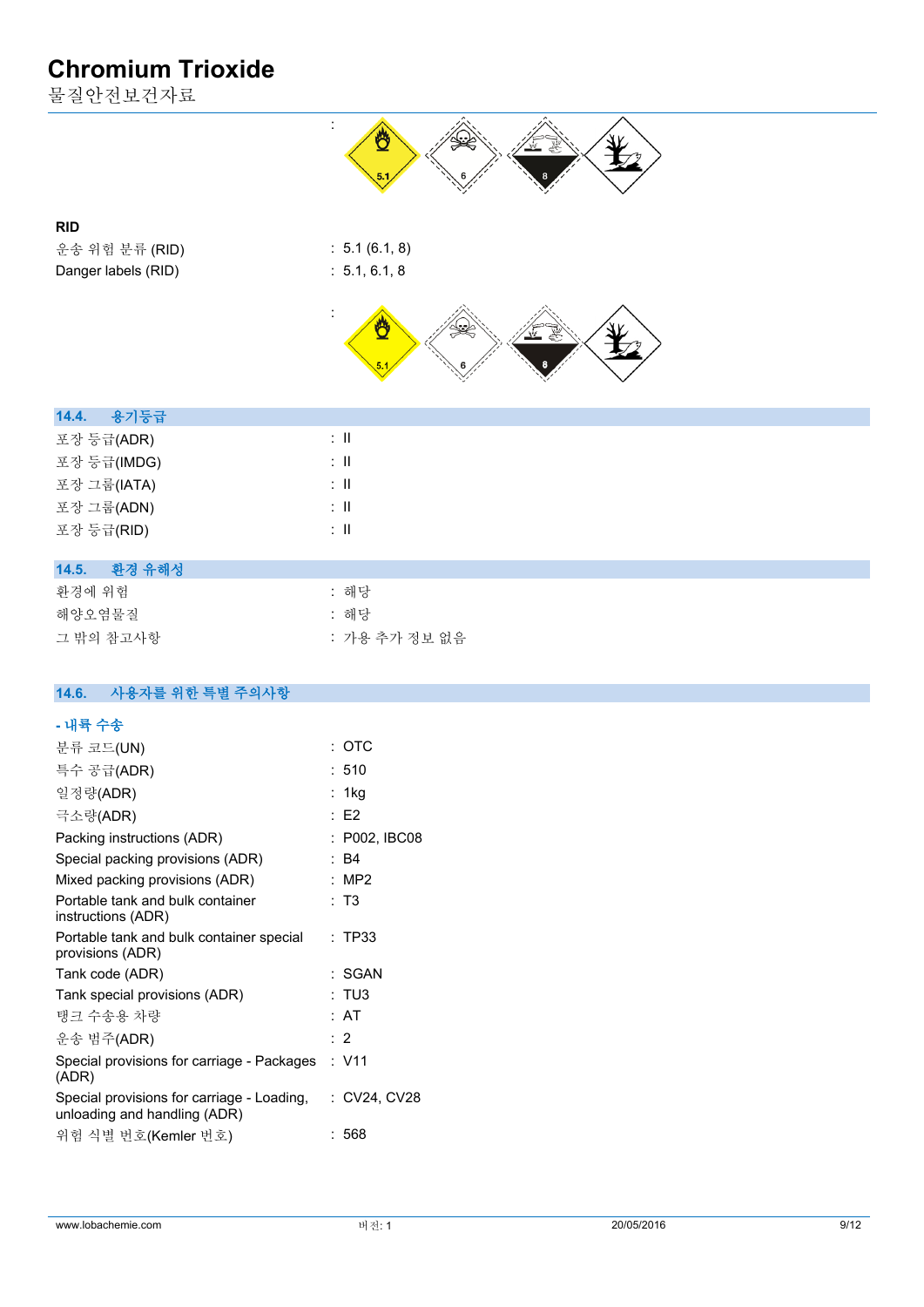:

**RID**

| | |
|---|---|
| 운송 위험 분류 (RID) | : 5.1 (6.1, 8) |
| Danger labels (RID) | : 5.1, 6.1, 8 |

:

## 14.4. 용기등급

| | |
|---|---|
| 포장 등급(ADR) | : II |
| 포장 등급(IMDG) | : II |
| 포장 그룹(IATA) | : II |
| 포장 그룹(ADN) | : II |
| 포장 등급(RID) | : II |

## 14.5. 환경 유해성

| | |
|---|---|
| 환경에 위험 | : 해당 |
| 해양오염물질 | : 해당 |
| 그 밖의 참고사항 | : 가용 추가 정보 없음 |

## 14.6. 사용자를 위한 특별 주의사항

**- 내륙 수송**

| | |
|---|---|
| 분류 코드(UN) | : OTC |
| 특수 공급(ADR) | : 510 |
| 일정량(ADR) | : 1kg |
| 극소량(ADR) | : E2 |
| Packing instructions (ADR) | : P002, IBC08 |
| Special packing provisions (ADR) | : B4 |
| Mixed packing provisions (ADR) | : MP2 |
| Portable tank and bulk container instructions (ADR) | : T3 |
| Portable tank and bulk container special provisions (ADR) | : TP33 |
| Tank code (ADR) | : SGAN |
| Tank special provisions (ADR) | : TU3 |
| 탱크 수송용 차량 | : AT |
| 운송 범주(ADR) | : 2 |
| Special provisions for carriage - Packages (ADR) | : V11 |
| Special provisions for carriage - Loading, unloading and handling (ADR) | : CV24, CV28 |
| 위험 식별 번호(Kemler 번호) | : 568 |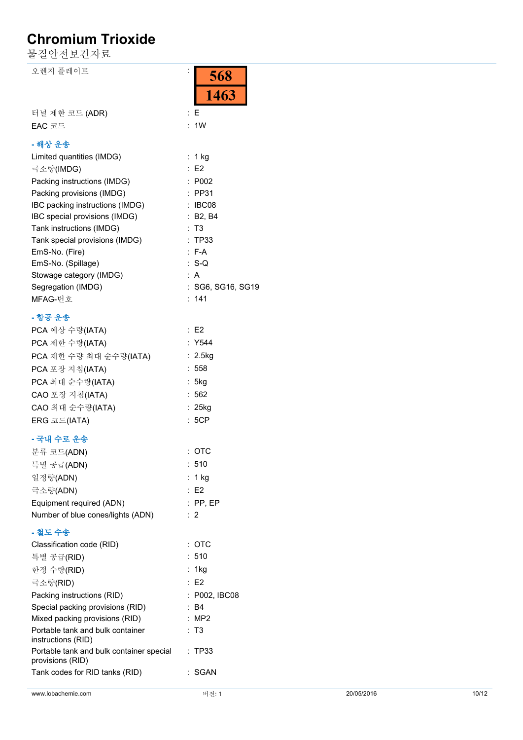| | | |
|---|---|---|
| 오렌지 플레이트 | : | 568<br>1463 |
| 터널 제한 코드 (ADR) | : | E |
| EAC 코드 | : | 1W |

**- 해상 운송**

| | | |
|---|---|---|
| Limited quantities (IMDG) | : | 1 kg |
| 극소량(IMDG) | : | E2 |
| Packing instructions (IMDG) | : | P002 |
| Packing provisions (IMDG) | : | PP31 |
| IBC packing instructions (IMDG) | : | IBC08 |
| IBC special provisions (IMDG) | : | B2, B4 |
| Tank instructions (IMDG) | : | T3 |
| Tank special provisions (IMDG) | : | TP33 |
| EmS-No. (Fire) | : | F-A |
| EmS-No. (Spillage) | : | S-Q |
| Stowage category (IMDG) | : | A |
| Segregation (IMDG) | : | SG6, SG16, SG19 |
| MFAG-번호 | : | 141 |

**- 항공 운송**

| | | |
|---|---|---|
| PCA 예상 수량(IATA) | : | E2 |
| PCA 제한 수량(IATA) | : | Y544 |
| PCA 제한 수량 최대 순수량(IATA) | : | 2.5kg |
| PCA 포장 지침(IATA) | : | 558 |
| PCA 최대 순수량(IATA) | : | 5kg |
| CAO 포장 지침(IATA) | : | 562 |
| CAO 최대 순수량(IATA) | : | 25kg |
| ERG 코드(IATA) | : | 5CP |

**- 국내 수로 운송**

| | | |
|---|---|---|
| 분류 코드(ADN) | : | OTC |
| 특별 공급(ADN) | : | 510 |
| 일정량(ADN) | : | 1 kg |
| 극소량(ADN) | : | E2 |
| Equipment required (ADN) | : | PP, EP |
| Number of blue cones/lights (ADN) | : | 2 |

**- 철도 수송**

| | | |
|---|---|---|
| Classification code (RID) | : | OTC |
| 특별 공급(RID) | : | 510 |
| 한정 수량(RID) | : | 1kg |
| 극소량(RID) | : | E2 |
| Packing instructions (RID) | : | P002, IBC08 |
| Special packing provisions (RID) | : | B4 |
| Mixed packing provisions (RID) | : | MP2 |
| Portable tank and bulk container instructions (RID) | : | T3 |
| Portable tank and bulk container special provisions (RID) | : | TP33 |
| Tank codes for RID tanks (RID) | : | SGAN |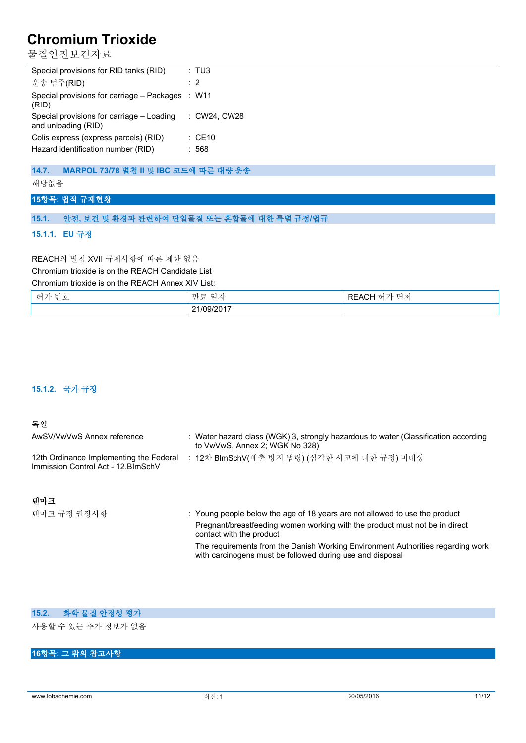| | |
|---|---|
| Special provisions for RID tanks (RID) | : TU3 |
| 운송 범주(RID) | : 2 |
| Special provisions for carriage – Packages (RID) | : W11 |
| Special provisions for carriage – Loading and unloading (RID) | : CW24, CW28 |
| Colis express (express parcels) (RID) | : CE10 |
| Hazard identification number (RID) | : 568 |

### 14.7. MARPOL 73/78 별첨 II 및 IBC 코드에 따른 대량 운송

해당없음

## 15항목: 법적 규제현황

### 15.1. 안전, 보건 및 환경과 관련하여 단일물질 또는 혼합물에 대한 특별 규정/법규

#### 15.1.1. EU 규정

REACH의 별첨 XVII 규제사항에 따른 제한 없음

Chromium trioxide is on the REACH Candidate List

Chromium trioxide is on the REACH Annex XIV List:

| 허가 번호 | 만료 일자 | REACH 허가 면제 |
|---|---|---|
| | 21/09/2017 | |

#### 15.1.2. 국가 규정

**독일**

| | |
|---|---|
| AwSV/VwVwS Annex reference | : Water hazard class (WGK) 3, strongly hazardous to water (Classification according to VwVwS, Annex 2; WGK No 328) |
| 12th Ordinance Implementing the Federal Immission Control Act - 12.BImSchV | : 12차 BImSchV(배출 방지 법령) (심각한 사고에 대한 규정) 미대상 |

**덴마크**

덴마크 규정 권장사항 : Young people below the age of 18 years are not allowed to use the product

Pregnant/breastfeeding women working with the product must not be in direct contact with the product

The requirements from the Danish Working Environment Authorities regarding work with carcinogens must be followed during use and disposal

### 15.2. 화학 물질 안정성 평가

사용할 수 있는 추가 정보가 없음

## 16항목: 그 밖의 참고사항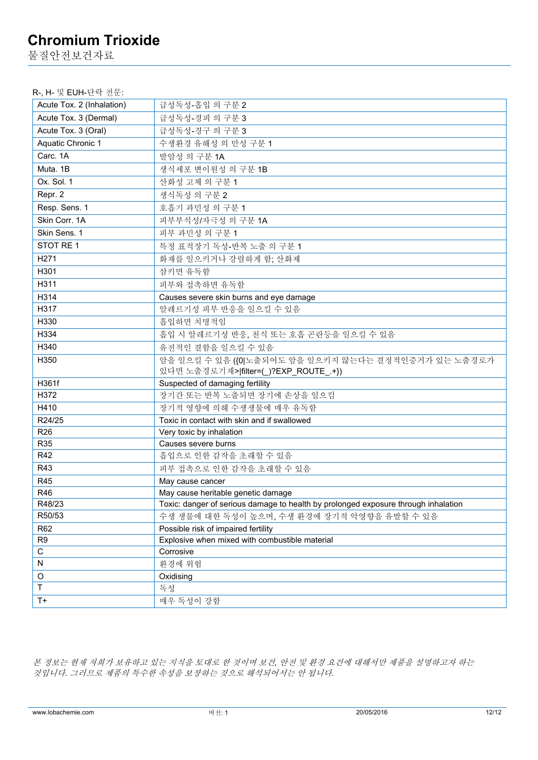R-, H- 및 EUH-단락 전문:

| | |
|---|---|
| Acute Tox. 2 (Inhalation) | 급성독성-흡입 의 구분 2 |
| Acute Tox. 3 (Dermal) | 급성독성-경피 의 구분 3 |
| Acute Tox. 3 (Oral) | 급성독성-경구 의 구분 3 |
| Aquatic Chronic 1 | 수생환경 유해성 의 만성 구분 1 |
| Carc. 1A | 발암성 의 구분 1A |
| Muta. 1B | 생식세포 변이원성 의 구분 1B |
| Ox. Sol. 1 | 산화성 고체 의 구분 1 |
| Repr. 2 | 생식독성 의 구분 2 |
| Resp. Sens. 1 | 호흡기 과민성 의 구분 1 |
| Skin Corr. 1A | 피부부식성/자극성 의 구분 1A |
| Skin Sens. 1 | 피부 과민성 의 구분 1 |
| STOT RE 1 | 특정 표적장기 독성-반복 노출 의 구분 1 |
| H271 | 화재를 일으키거나 강렬하게 함; 산화제 |
| H301 | 삼키면 유독함 |
| H311 | 피부와 접촉하면 유독함 |
| H314 | Causes severe skin burns and eye damage |
| H317 | 알레르기성 피부 반응을 일으킬 수 있음 |
| H330 | 흡입하면 치명적임 |
| H334 | 흡입 시 알레르기성 반응, 천식 또는 호흡 곤란등을 일으킬 수 있음 |
| H340 | 유전적인 결함을 일으킬 수 있음 |
| H350 | 암을 일으킬 수 있음 ({0\|노출되어도 암을 일으키지 않는다는 결정적인증거가 있는 노출경로가 있다면 노출경로기재>\|filter=(_)?EXP_ROUTE_.+}) |
| H361f | Suspected of damaging fertility |
| H372 | 장기간 또는 반복 노출되면 장기에 손상을 일으킴 |
| H410 | 장기적 영향에 의해 수생생물에 매우 유독함 |
| R24/25 | Toxic in contact with skin and if swallowed |
| R26 | Very toxic by inhalation |
| R35 | Causes severe burns |
| R42 | 흡입으로 인한 감작을 초래할 수 있음 |
| R43 | 피부 접촉으로 인한 감작을 초래할 수 있음 |
| R45 | May cause cancer |
| R46 | May cause heritable genetic damage |
| R48/23 | Toxic: danger of serious damage to health by prolonged exposure through inhalation |
| R50/53 | 수생 생물에 대한 독성이 높으며, 수생 환경에 장기적 악영향을 유발할 수 있음 |
| R62 | Possible risk of impaired fertility |
| R9 | Explosive when mixed with combustible material |
| C | Corrosive |
| N | 환경에 위험 |
| O | Oxidising |
| T | 독성 |
| T+ | 매우 독성이 강함 |

*본 정보는 현재 저희가 보유하고 있는 지식을 토대로 한 것이며 보건, 안전 및 환경 요건에 대해서만 제품을 설명하고자 하는 것입니다. 그러므로 제품의 특수한 속성을 보장하는 것으로 해석되어서는 안 됩니다.*